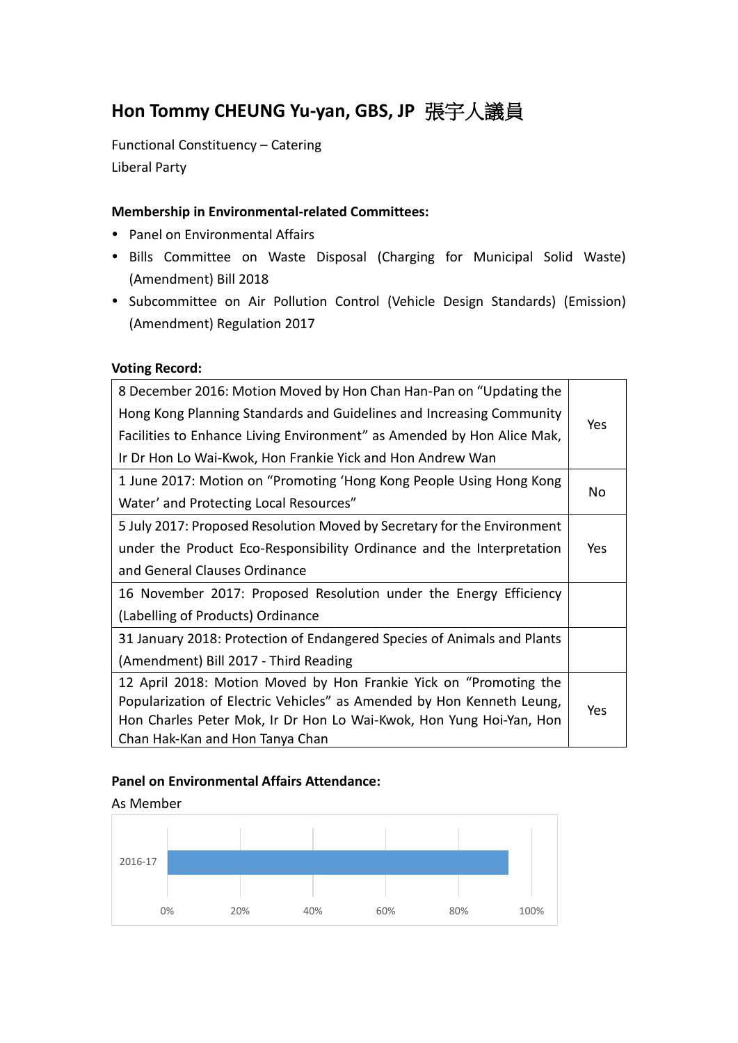# Hon Tommy CHEUNG Yu-yan, GBS, JP 張宇人議員

Functional Constituency – Catering
Liberal Party

**Membership in Environmental-related Committees:**

- Panel on Environmental Affairs
- Bills Committee on Waste Disposal (Charging for Municipal Solid Waste) (Amendment) Bill 2018
- Subcommittee on Air Pollution Control (Vehicle Design Standards) (Emission) (Amendment) Regulation 2017

**Voting Record:**

| | |
|---|---|
| 8 December 2016: Motion Moved by Hon Chan Han-Pan on "Updating the Hong Kong Planning Standards and Guidelines and Increasing Community Facilities to Enhance Living Environment" as Amended by Hon Alice Mak, Ir Dr Hon Lo Wai-Kwok, Hon Frankie Yick and Hon Andrew Wan | Yes |
| 1 June 2017: Motion on "Promoting 'Hong Kong People Using Hong Kong Water' and Protecting Local Resources" | No |
| 5 July 2017: Proposed Resolution Moved by Secretary for the Environment under the Product Eco-Responsibility Ordinance and the Interpretation and General Clauses Ordinance | Yes |
| 16 November 2017: Proposed Resolution under the Energy Efficiency (Labelling of Products) Ordinance | |
| 31 January 2018: Protection of Endangered Species of Animals and Plants (Amendment) Bill 2017 - Third Reading | |
| 12 April 2018: Motion Moved by Hon Frankie Yick on "Promoting the Popularization of Electric Vehicles" as Amended by Hon Kenneth Leung, Hon Charles Peter Mok, Ir Dr Hon Lo Wai-Kwok, Hon Yung Hoi-Yan, Hon Chan Hak-Kan and Hon Tanya Chan | Yes |

**Panel on Environmental Affairs Attendance:**

As Member

2016-17

0% 20% 40% 60% 80% 100%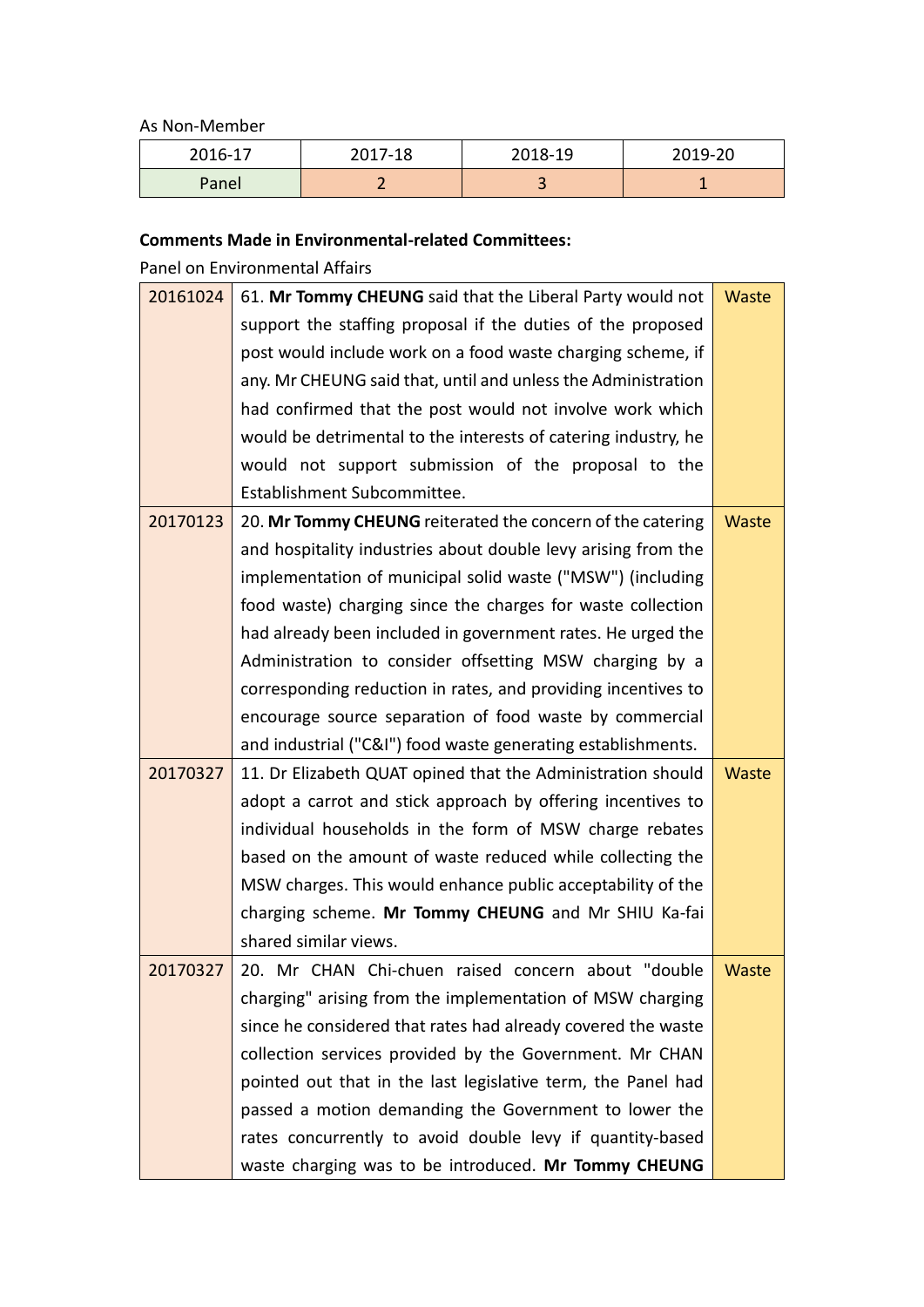As Non-Member

| 2016-17 | 2017-18 | 2018-19 | 2019-20 |
|---|---|---|---|
| Panel | 2 | 3 | 1 |

**Comments Made in Environmental-related Committees:**

Panel on Environmental Affairs

| | | |
|---|---|---|
| 20161024 | 61. **Mr Tommy CHEUNG** said that the Liberal Party would not support the staffing proposal if the duties of the proposed post would include work on a food waste charging scheme, if any. Mr CHEUNG said that, until and unless the Administration had confirmed that the post would not involve work which would be detrimental to the interests of catering industry, he would not support submission of the proposal to the Establishment Subcommittee. | Waste |
| 20170123 | 20. **Mr Tommy CHEUNG** reiterated the concern of the catering and hospitality industries about double levy arising from the implementation of municipal solid waste ("MSW") (including food waste) charging since the charges for waste collection had already been included in government rates. He urged the Administration to consider offsetting MSW charging by a corresponding reduction in rates, and providing incentives to encourage source separation of food waste by commercial and industrial ("C&I") food waste generating establishments. | Waste |
| 20170327 | 11. Dr Elizabeth QUAT opined that the Administration should adopt a carrot and stick approach by offering incentives to individual households in the form of MSW charge rebates based on the amount of waste reduced while collecting the MSW charges. This would enhance public acceptability of the charging scheme. **Mr Tommy CHEUNG** and Mr SHIU Ka-fai shared similar views. | Waste |
| 20170327 | 20. Mr CHAN Chi-chuen raised concern about "double charging" arising from the implementation of MSW charging since he considered that rates had already covered the waste collection services provided by the Government. Mr CHAN pointed out that in the last legislative term, the Panel had passed a motion demanding the Government to lower the rates concurrently to avoid double levy if quantity-based waste charging was to be introduced. **Mr Tommy CHEUNG** | Waste |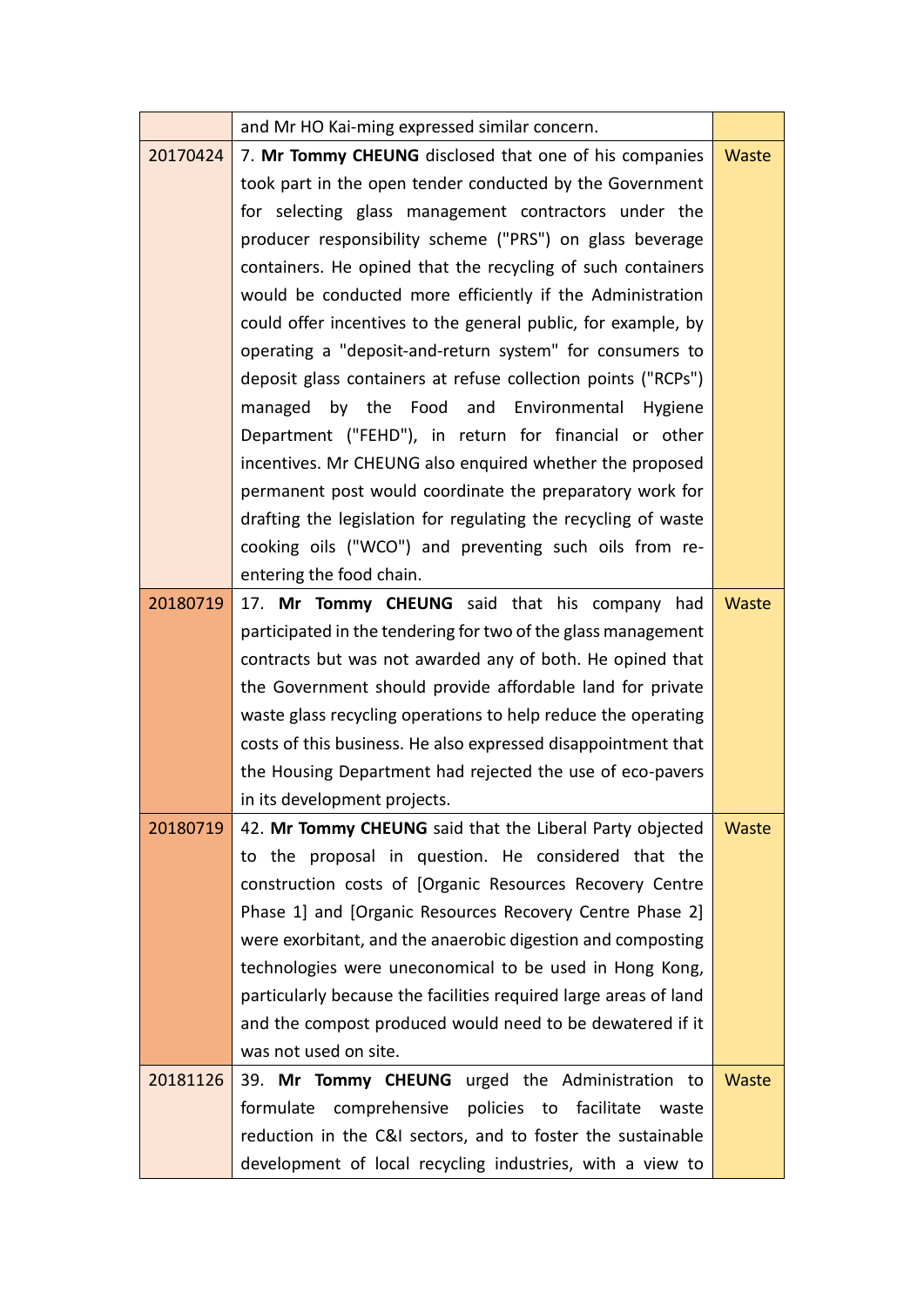|  |  |  |
| --- | --- | --- |
|  | and Mr HO Kai-ming expressed similar concern. |  |
| 20170424 | 7. **Mr Tommy CHEUNG** disclosed that one of his companies took part in the open tender conducted by the Government for selecting glass management contractors under the producer responsibility scheme ("PRS") on glass beverage containers. He opined that the recycling of such containers would be conducted more efficiently if the Administration could offer incentives to the general public, for example, by operating a "deposit-and-return system" for consumers to deposit glass containers at refuse collection points ("RCPs") managed by the Food and Environmental Hygiene Department ("FEHD"), in return for financial or other incentives. Mr CHEUNG also enquired whether the proposed permanent post would coordinate the preparatory work for drafting the legislation for regulating the recycling of waste cooking oils ("WCO") and preventing such oils from re-entering the food chain. | Waste |
| 20180719 | 17. **Mr Tommy CHEUNG** said that his company had participated in the tendering for two of the glass management contracts but was not awarded any of both. He opined that the Government should provide affordable land for private waste glass recycling operations to help reduce the operating costs of this business. He also expressed disappointment that the Housing Department had rejected the use of eco-pavers in its development projects. | Waste |
| 20180719 | 42. **Mr Tommy CHEUNG** said that the Liberal Party objected to the proposal in question. He considered that the construction costs of [Organic Resources Recovery Centre Phase 1] and [Organic Resources Recovery Centre Phase 2] were exorbitant, and the anaerobic digestion and composting technologies were uneconomical to be used in Hong Kong, particularly because the facilities required large areas of land and the compost produced would need to be dewatered if it was not used on site. | Waste |
| 20181126 | 39. **Mr Tommy CHEUNG** urged the Administration to formulate comprehensive policies to facilitate waste reduction in the C&I sectors, and to foster the sustainable development of local recycling industries, with a view to | Waste |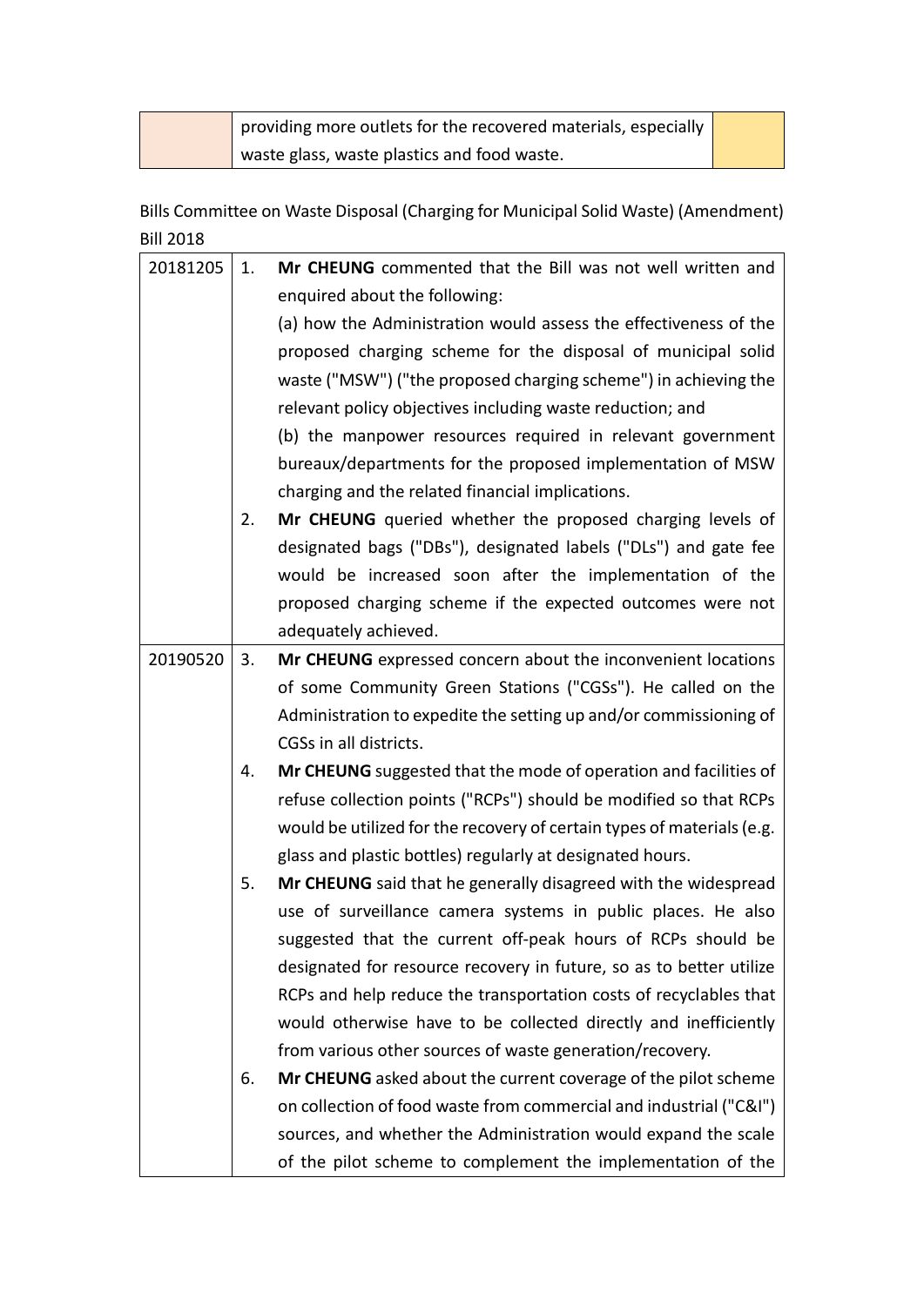|  | providing more outlets for the recovered materials, especially waste glass, waste plastics and food waste. |  |
|---|---|---|

Bills Committee on Waste Disposal (Charging for Municipal Solid Waste) (Amendment) Bill 2018

| Date | Item |
|---|---|
| 20181205 | 1. **Mr CHEUNG** commented that the Bill was not well written and enquired about the following:<br>(a) how the Administration would assess the effectiveness of the proposed charging scheme for the disposal of municipal solid waste ("MSW") ("the proposed charging scheme") in achieving the relevant policy objectives including waste reduction; and<br>(b) the manpower resources required in relevant government bureaux/departments for the proposed implementation of MSW charging and the related financial implications.<br>2. **Mr CHEUNG** queried whether the proposed charging levels of designated bags ("DBs"), designated labels ("DLs") and gate fee would be increased soon after the implementation of the proposed charging scheme if the expected outcomes were not adequately achieved. |
| 20190520 | 3. **Mr CHEUNG** expressed concern about the inconvenient locations of some Community Green Stations ("CGSs"). He called on the Administration to expedite the setting up and/or commissioning of CGSs in all districts.<br>4. **Mr CHEUNG** suggested that the mode of operation and facilities of refuse collection points ("RCPs") should be modified so that RCPs would be utilized for the recovery of certain types of materials (e.g. glass and plastic bottles) regularly at designated hours.<br>5. **Mr CHEUNG** said that he generally disagreed with the widespread use of surveillance camera systems in public places. He also suggested that the current off-peak hours of RCPs should be designated for resource recovery in future, so as to better utilize RCPs and help reduce the transportation costs of recyclables that would otherwise have to be collected directly and inefficiently from various other sources of waste generation/recovery.<br>6. **Mr CHEUNG** asked about the current coverage of the pilot scheme on collection of food waste from commercial and industrial ("C&I") sources, and whether the Administration would expand the scale of the pilot scheme to complement the implementation of the |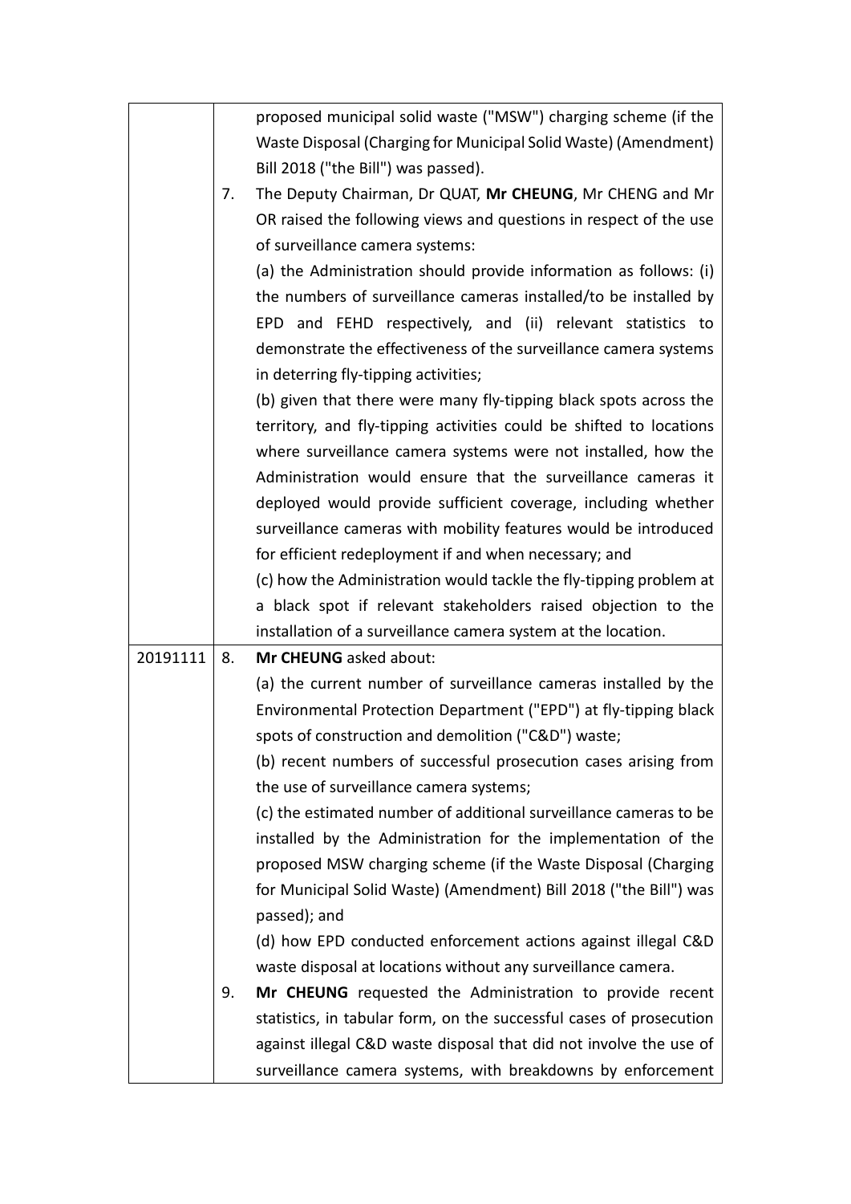| | | |
|---|---|---|
| | | proposed municipal solid waste ("MSW") charging scheme (if the Waste Disposal (Charging for Municipal Solid Waste) (Amendment) Bill 2018 ("the Bill") was passed). |
| | 7. | The Deputy Chairman, Dr QUAT, **Mr CHEUNG**, Mr CHENG and Mr OR raised the following views and questions in respect of the use of surveillance camera systems:<br>(a) the Administration should provide information as follows: (i) the numbers of surveillance cameras installed/to be installed by EPD and FEHD respectively, and (ii) relevant statistics to demonstrate the effectiveness of the surveillance camera systems in deterring fly-tipping activities;<br>(b) given that there were many fly-tipping black spots across the territory, and fly-tipping activities could be shifted to locations where surveillance camera systems were not installed, how the Administration would ensure that the surveillance cameras it deployed would provide sufficient coverage, including whether surveillance cameras with mobility features would be introduced for efficient redeployment if and when necessary; and<br>(c) how the Administration would tackle the fly-tipping problem at a black spot if relevant stakeholders raised objection to the installation of a surveillance camera system at the location. |
| 20191111 | 8. | **Mr CHEUNG** asked about:<br>(a) the current number of surveillance cameras installed by the Environmental Protection Department ("EPD") at fly-tipping black spots of construction and demolition ("C&D") waste;<br>(b) recent numbers of successful prosecution cases arising from the use of surveillance camera systems;<br>(c) the estimated number of additional surveillance cameras to be installed by the Administration for the implementation of the proposed MSW charging scheme (if the Waste Disposal (Charging for Municipal Solid Waste) (Amendment) Bill 2018 ("the Bill") was passed); and<br>(d) how EPD conducted enforcement actions against illegal C&D waste disposal at locations without any surveillance camera. |
| | 9. | **Mr CHEUNG** requested the Administration to provide recent statistics, in tabular form, on the successful cases of prosecution against illegal C&D waste disposal that did not involve the use of surveillance camera systems, with breakdowns by enforcement |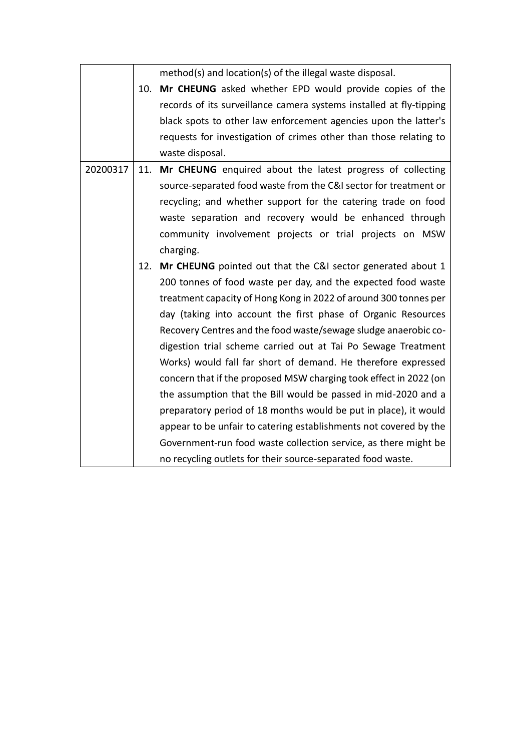| | |
|---|---|
| | method(s) and location(s) of the illegal waste disposal.<br>10. **Mr CHEUNG** asked whether EPD would provide copies of the records of its surveillance camera systems installed at fly-tipping black spots to other law enforcement agencies upon the latter's requests for investigation of crimes other than those relating to waste disposal. |
| 20200317 | 11. **Mr CHEUNG** enquired about the latest progress of collecting source-separated food waste from the C&I sector for treatment or recycling; and whether support for the catering trade on food waste separation and recovery would be enhanced through community involvement projects or trial projects on MSW charging.<br>12. **Mr CHEUNG** pointed out that the C&I sector generated about 1 200 tonnes of food waste per day, and the expected food waste treatment capacity of Hong Kong in 2022 of around 300 tonnes per day (taking into account the first phase of Organic Resources Recovery Centres and the food waste/sewage sludge anaerobic co-digestion trial scheme carried out at Tai Po Sewage Treatment Works) would fall far short of demand. He therefore expressed concern that if the proposed MSW charging took effect in 2022 (on the assumption that the Bill would be passed in mid-2020 and a preparatory period of 18 months would be put in place), it would appear to be unfair to catering establishments not covered by the Government-run food waste collection service, as there might be no recycling outlets for their source-separated food waste. |